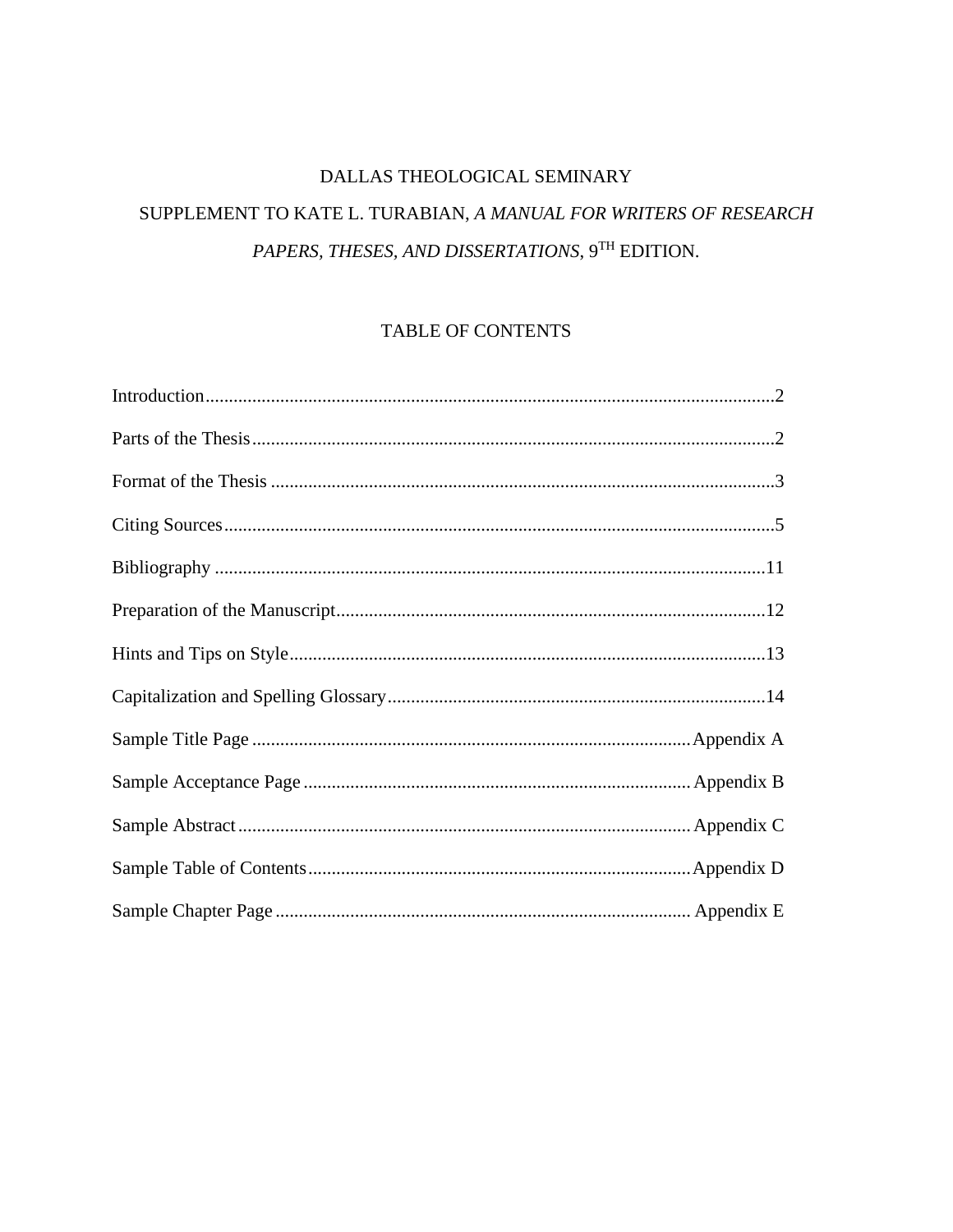# DALLAS THEOLOGICAL SEMINARY

## SUPPLEMENT TO KATE L. TURABIAN, *A MANUAL FOR WRITERS OF RESEARCH PAPERS, THESES, AND DISSERTATIONS*, 9TH EDITION.

## TABLE OF CONTENTS

Introduction..........2

Parts of the Thesis..........2

Format of the Thesis..........3

Citing Sources..........5

Bibliography..........11

Preparation of the Manuscript..........12

Hints and Tips on Style..........13

Capitalization and Spelling Glossary..........14

Sample Title Page..........Appendix A

Sample Acceptance Page..........Appendix B

Sample Abstract..........Appendix C

Sample Table of Contents..........Appendix D

Sample Chapter Page..........Appendix E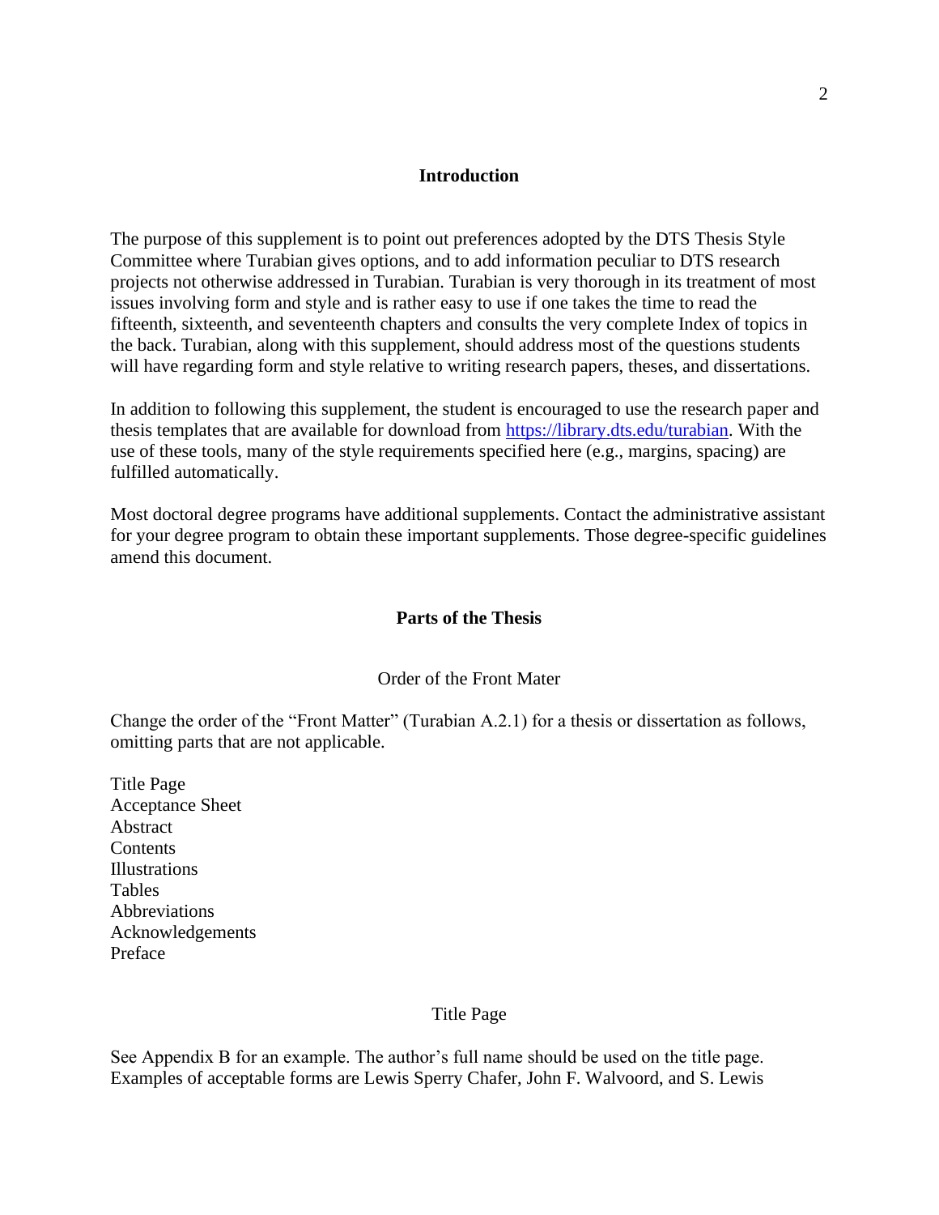## Introduction

The purpose of this supplement is to point out preferences adopted by the DTS Thesis Style Committee where Turabian gives options, and to add information peculiar to DTS research projects not otherwise addressed in Turabian. Turabian is very thorough in its treatment of most issues involving form and style and is rather easy to use if one takes the time to read the fifteenth, sixteenth, and seventeenth chapters and consults the very complete Index of topics in the back. Turabian, along with this supplement, should address most of the questions students will have regarding form and style relative to writing research papers, theses, and dissertations.

In addition to following this supplement, the student is encouraged to use the research paper and thesis templates that are available for download from https://library.dts.edu/turabian. With the use of these tools, many of the style requirements specified here (e.g., margins, spacing) are fulfilled automatically.

Most doctoral degree programs have additional supplements. Contact the administrative assistant for your degree program to obtain these important supplements. Those degree-specific guidelines amend this document.

## Parts of the Thesis

### Order of the Front Mater

Change the order of the "Front Matter" (Turabian A.2.1) for a thesis or dissertation as follows, omitting parts that are not applicable.

Title Page
Acceptance Sheet
Abstract
Contents
Illustrations
Tables
Abbreviations
Acknowledgements
Preface

### Title Page

See Appendix B for an example. The author's full name should be used on the title page. Examples of acceptable forms are Lewis Sperry Chafer, John F. Walvoord, and S. Lewis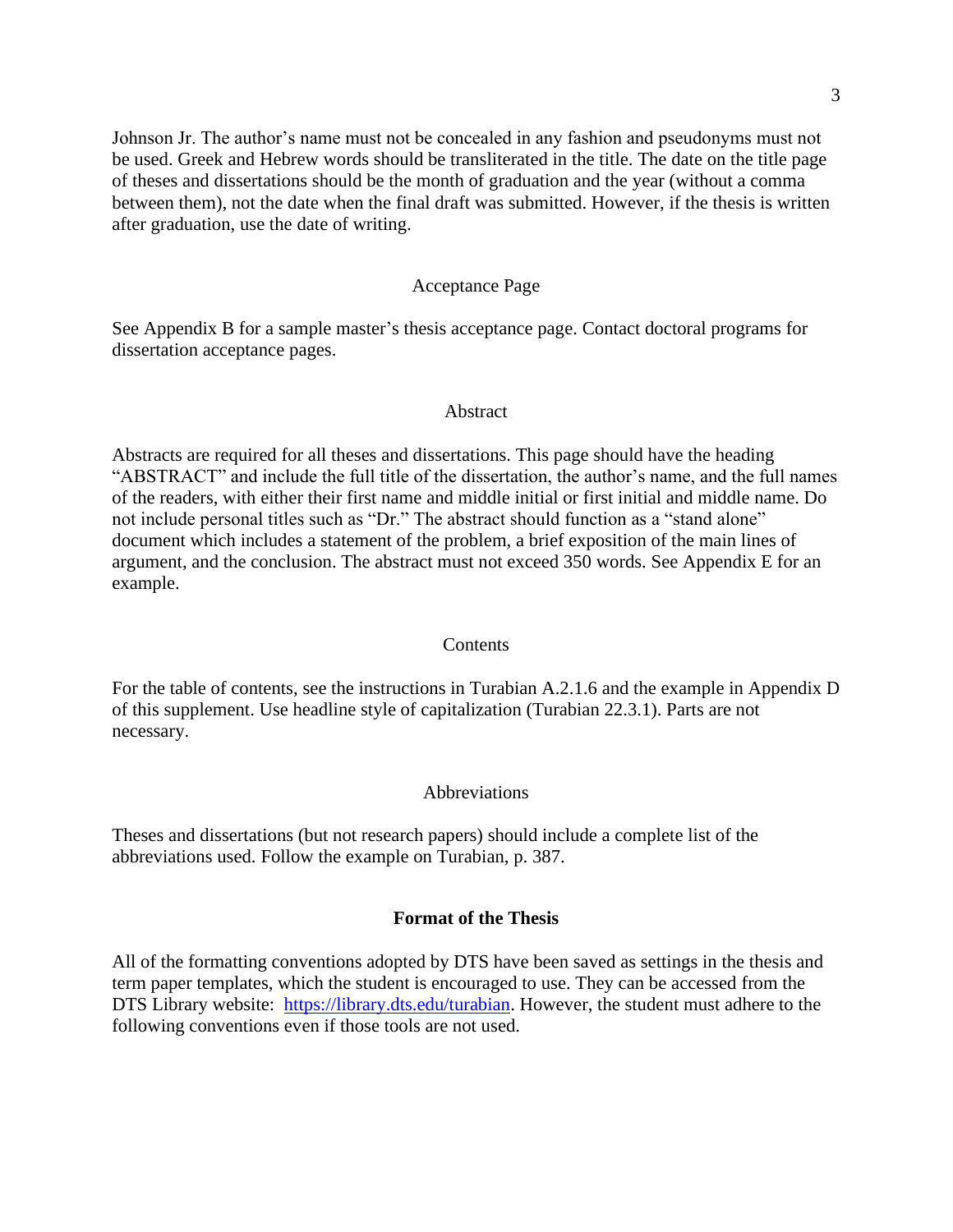Johnson Jr. The author's name must not be concealed in any fashion and pseudonyms must not be used. Greek and Hebrew words should be transliterated in the title. The date on the title page of theses and dissertations should be the month of graduation and the year (without a comma between them), not the date when the final draft was submitted. However, if the thesis is written after graduation, use the date of writing.

### Acceptance Page

See Appendix B for a sample master's thesis acceptance page. Contact doctoral programs for dissertation acceptance pages.

### Abstract

Abstracts are required for all theses and dissertations. This page should have the heading "ABSTRACT" and include the full title of the dissertation, the author's name, and the full names of the readers, with either their first name and middle initial or first initial and middle name. Do not include personal titles such as "Dr." The abstract should function as a "stand alone" document which includes a statement of the problem, a brief exposition of the main lines of argument, and the conclusion. The abstract must not exceed 350 words. See Appendix E for an example.

### Contents

For the table of contents, see the instructions in Turabian A.2.1.6 and the example in Appendix D of this supplement. Use headline style of capitalization (Turabian 22.3.1). Parts are not necessary.

### Abbreviations

Theses and dissertations (but not research papers) should include a complete list of the abbreviations used. Follow the example on Turabian, p. 387.

## Format of the Thesis

All of the formatting conventions adopted by DTS have been saved as settings in the thesis and term paper templates, which the student is encouraged to use. They can be accessed from the DTS Library website: [https://library.dts.edu/turabian](https://library.dts.edu/turabian). However, the student must adhere to the following conventions even if those tools are not used.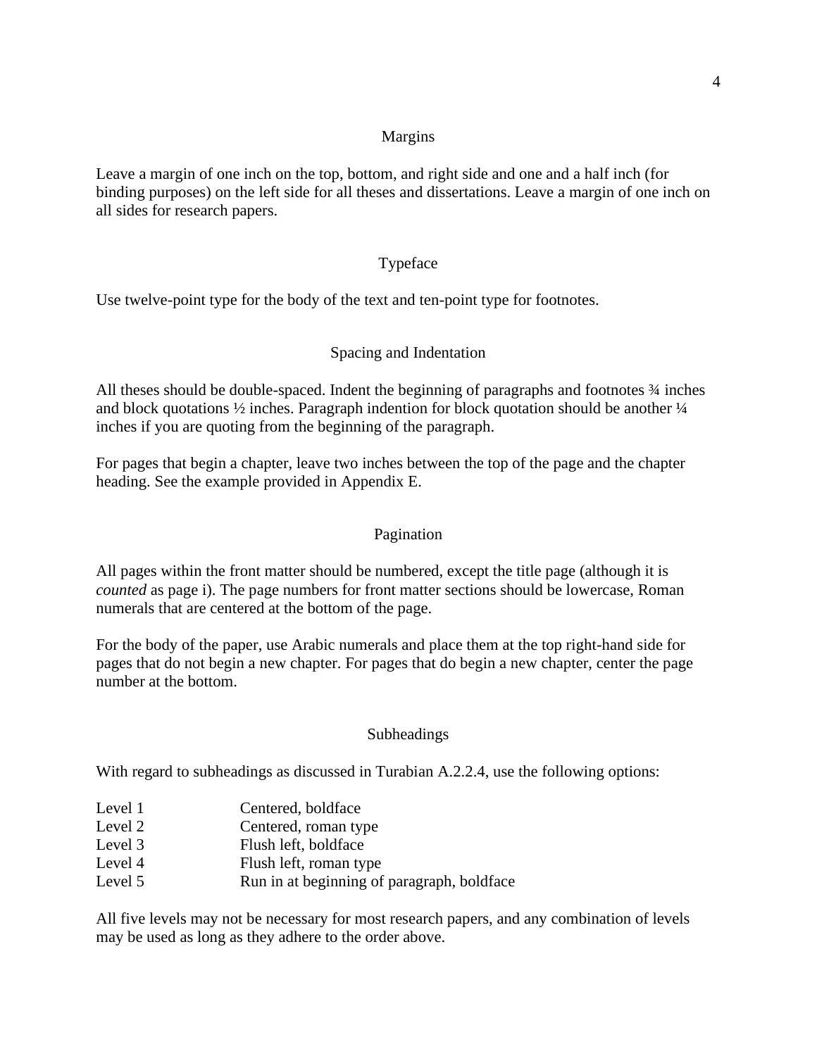## Margins

Leave a margin of one inch on the top, bottom, and right side and one and a half inch (for binding purposes) on the left side for all theses and dissertations. Leave a margin of one inch on all sides for research papers.

## Typeface

Use twelve-point type for the body of the text and ten-point type for footnotes.

## Spacing and Indentation

All theses should be double-spaced. Indent the beginning of paragraphs and footnotes ¾ inches and block quotations ½ inches. Paragraph indention for block quotation should be another ¼ inches if you are quoting from the beginning of the paragraph.

For pages that begin a chapter, leave two inches between the top of the page and the chapter heading. See the example provided in Appendix E.

## Pagination

All pages within the front matter should be numbered, except the title page (although it is *counted* as page i). The page numbers for front matter sections should be lowercase, Roman numerals that are centered at the bottom of the page.

For the body of the paper, use Arabic numerals and place them at the top right-hand side for pages that do not begin a new chapter. For pages that do begin a new chapter, center the page number at the bottom.

## Subheadings

With regard to subheadings as discussed in Turabian A.2.2.4, use the following options:

| | |
|---|---|
| Level 1 | Centered, boldface |
| Level 2 | Centered, roman type |
| Level 3 | Flush left, boldface |
| Level 4 | Flush left, roman type |
| Level 5 | Run in at beginning of paragraph, boldface |

All five levels may not be necessary for most research papers, and any combination of levels may be used as long as they adhere to the order above.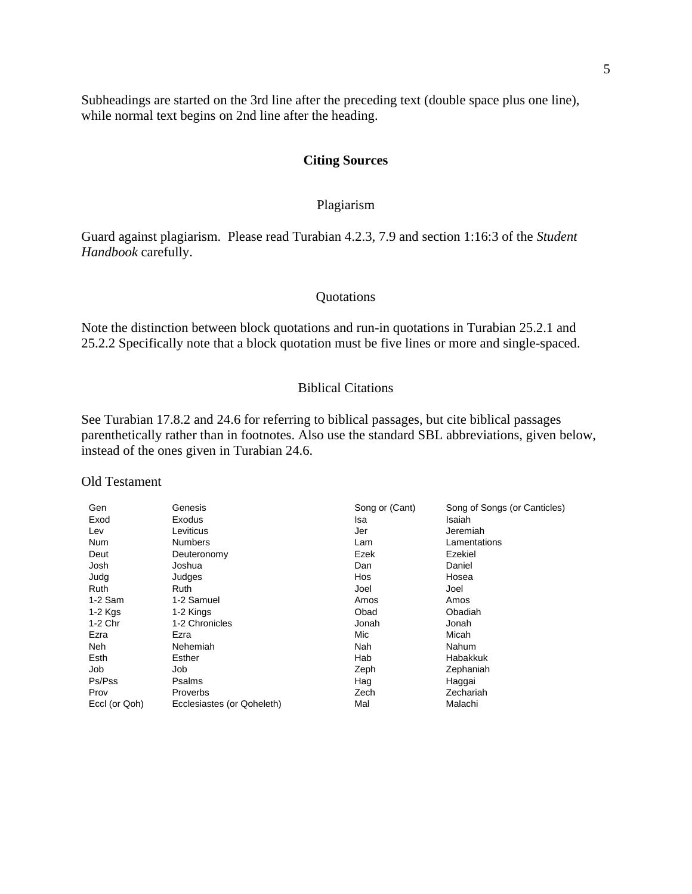Subheadings are started on the 3rd line after the preceding text (double space plus one line), while normal text begins on 2nd line after the heading.

## Citing Sources

### Plagiarism

Guard against plagiarism. Please read Turabian 4.2.3, 7.9 and section 1:16:3 of the *Student Handbook* carefully.

### Quotations

Note the distinction between block quotations and run-in quotations in Turabian 25.2.1 and 25.2.2 Specifically note that a block quotation must be five lines or more and single-spaced.

### Biblical Citations

See Turabian 17.8.2 and 24.6 for referring to biblical passages, but cite biblical passages parenthetically rather than in footnotes. Also use the standard SBL abbreviations, given below, instead of the ones given in Turabian 24.6.

Old Testament

| | | | |
|---|---|---|---|
| Gen | Genesis | Song or (Cant) | Song of Songs (or Canticles) |
| Exod | Exodus | Isa | Isaiah |
| Lev | Leviticus | Jer | Jeremiah |
| Num | Numbers | Lam | Lamentations |
| Deut | Deuteronomy | Ezek | Ezekiel |
| Josh | Joshua | Dan | Daniel |
| Judg | Judges | Hos | Hosea |
| Ruth | Ruth | Joel | Joel |
| 1-2 Sam | 1-2 Samuel | Amos | Amos |
| 1-2 Kgs | 1-2 Kings | Obad | Obadiah |
| 1-2 Chr | 1-2 Chronicles | Jonah | Jonah |
| Ezra | Ezra | Mic | Micah |
| Neh | Nehemiah | Nah | Nahum |
| Esth | Esther | Hab | Habakkuk |
| Job | Job | Zeph | Zephaniah |
| Ps/Pss | Psalms | Hag | Haggai |
| Prov | Proverbs | Zech | Zechariah |
| Eccl (or Qoh) | Ecclesiastes (or Qoheleth) | Mal | Malachi |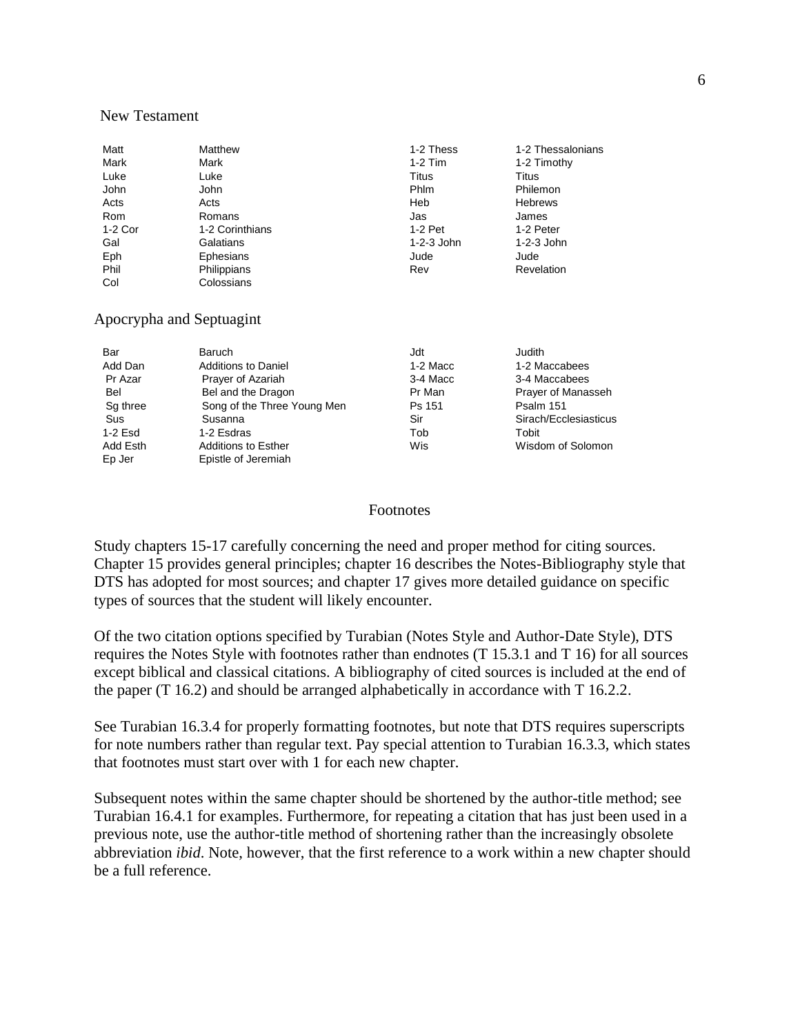### New Testament

| | | | |
|---|---|---|---|
| Matt | Matthew | 1-2 Thess | 1-2 Thessalonians |
| Mark | Mark | 1-2 Tim | 1-2 Timothy |
| Luke | Luke | Titus | Titus |
| John | John | Phlm | Philemon |
| Acts | Acts | Heb | Hebrews |
| Rom | Romans | Jas | James |
| 1-2 Cor | 1-2 Corinthians | 1-2 Pet | 1-2 Peter |
| Gal | Galatians | 1-2-3 John | 1-2-3 John |
| Eph | Ephesians | Jude | Jude |
| Phil | Philippians | Rev | Revelation |
| Col | Colossians | | |

### Apocrypha and Septuagint

| | | | |
|---|---|---|---|
| Bar | Baruch | Jdt | Judith |
| Add Dan | Additions to Daniel | 1-2 Macc | 1-2 Maccabees |
| Pr Azar | Prayer of Azariah | 3-4 Macc | 3-4 Maccabees |
| Bel | Bel and the Dragon | Pr Man | Prayer of Manasseh |
| Sg three | Song of the Three Young Men | Ps 151 | Psalm 151 |
| Sus | Susanna | Sir | Sirach/Ecclesiasticus |
| 1-2 Esd | 1-2 Esdras | Tob | Tobit |
| Add Esth | Additions to Esther | Wis | Wisdom of Solomon |
| Ep Jer | Epistle of Jeremiah | | |

## Footnotes

Study chapters 15-17 carefully concerning the need and proper method for citing sources. Chapter 15 provides general principles; chapter 16 describes the Notes-Bibliography style that DTS has adopted for most sources; and chapter 17 gives more detailed guidance on specific types of sources that the student will likely encounter.

Of the two citation options specified by Turabian (Notes Style and Author-Date Style), DTS requires the Notes Style with footnotes rather than endnotes (T 15.3.1 and T 16) for all sources except biblical and classical citations. A bibliography of cited sources is included at the end of the paper (T 16.2) and should be arranged alphabetically in accordance with T 16.2.2.

See Turabian 16.3.4 for properly formatting footnotes, but note that DTS requires superscripts for note numbers rather than regular text. Pay special attention to Turabian 16.3.3, which states that footnotes must start over with 1 for each new chapter.

Subsequent notes within the same chapter should be shortened by the author-title method; see Turabian 16.4.1 for examples. Furthermore, for repeating a citation that has just been used in a previous note, use the author-title method of shortening rather than the increasingly obsolete abbreviation *ibid*. Note, however, that the first reference to a work within a new chapter should be a full reference.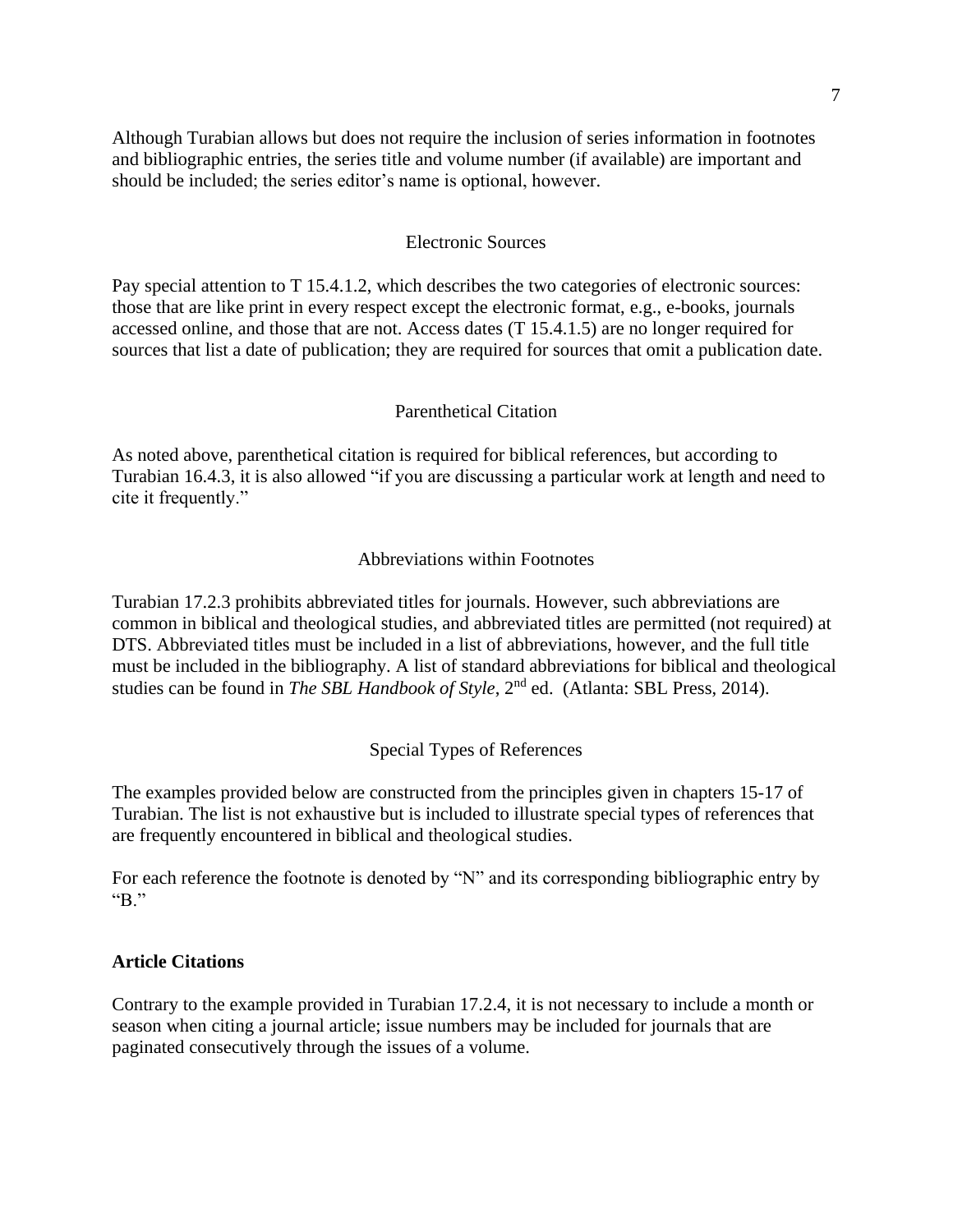Although Turabian allows but does not require the inclusion of series information in footnotes and bibliographic entries, the series title and volume number (if available) are important and should be included; the series editor's name is optional, however.

## Electronic Sources

Pay special attention to T 15.4.1.2, which describes the two categories of electronic sources: those that are like print in every respect except the electronic format, e.g., e-books, journals accessed online, and those that are not. Access dates (T 15.4.1.5) are no longer required for sources that list a date of publication; they are required for sources that omit a publication date.

## Parenthetical Citation

As noted above, parenthetical citation is required for biblical references, but according to Turabian 16.4.3, it is also allowed "if you are discussing a particular work at length and need to cite it frequently."

## Abbreviations within Footnotes

Turabian 17.2.3 prohibits abbreviated titles for journals. However, such abbreviations are common in biblical and theological studies, and abbreviated titles are permitted (not required) at DTS. Abbreviated titles must be included in a list of abbreviations, however, and the full title must be included in the bibliography. A list of standard abbreviations for biblical and theological studies can be found in *The SBL Handbook of Style*, 2nd ed. (Atlanta: SBL Press, 2014).

## Special Types of References

The examples provided below are constructed from the principles given in chapters 15-17 of Turabian. The list is not exhaustive but is included to illustrate special types of references that are frequently encountered in biblical and theological studies.

For each reference the footnote is denoted by "N" and its corresponding bibliographic entry by "B."

### Article Citations

Contrary to the example provided in Turabian 17.2.4, it is not necessary to include a month or season when citing a journal article; issue numbers may be included for journals that are paginated consecutively through the issues of a volume.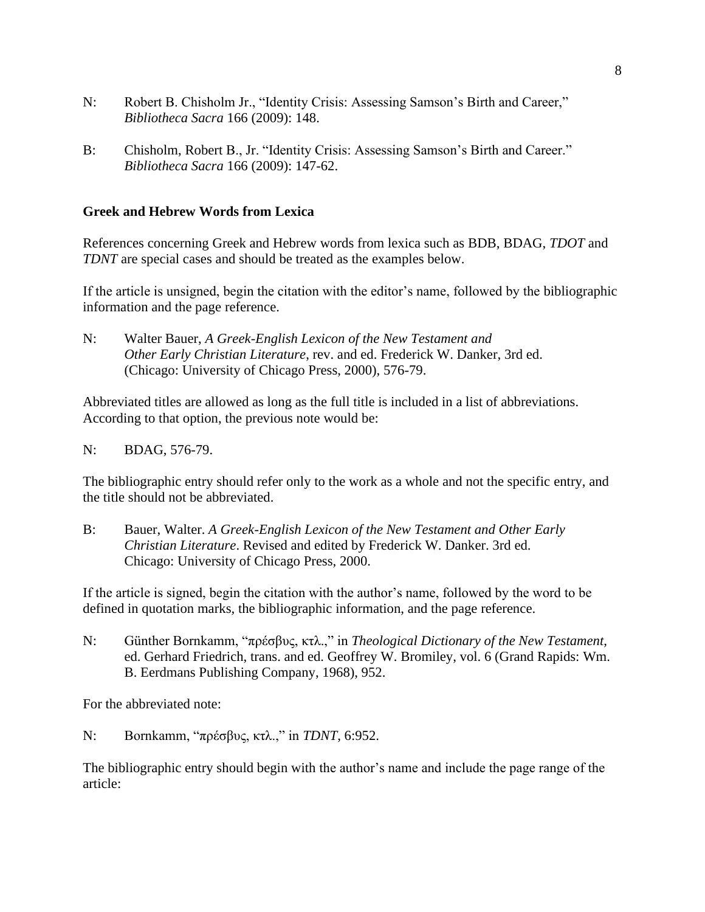N: Robert B. Chisholm Jr., "Identity Crisis: Assessing Samson's Birth and Career," *Bibliotheca Sacra* 166 (2009): 148.

B: Chisholm, Robert B., Jr. "Identity Crisis: Assessing Samson's Birth and Career." *Bibliotheca Sacra* 166 (2009): 147-62.

**Greek and Hebrew Words from Lexica**

References concerning Greek and Hebrew words from lexica such as BDB, BDAG, *TDOT* and *TDNT* are special cases and should be treated as the examples below.

If the article is unsigned, begin the citation with the editor's name, followed by the bibliographic information and the page reference.

N: Walter Bauer, *A Greek-English Lexicon of the New Testament and Other Early Christian Literature*, rev. and ed. Frederick W. Danker, 3rd ed. (Chicago: University of Chicago Press, 2000), 576-79.

Abbreviated titles are allowed as long as the full title is included in a list of abbreviations. According to that option, the previous note would be:

N: BDAG, 576-79.

The bibliographic entry should refer only to the work as a whole and not the specific entry, and the title should not be abbreviated.

B: Bauer, Walter. *A Greek-English Lexicon of the New Testament and Other Early Christian Literature*. Revised and edited by Frederick W. Danker. 3rd ed. Chicago: University of Chicago Press, 2000.

If the article is signed, begin the citation with the author's name, followed by the word to be defined in quotation marks, the bibliographic information, and the page reference.

N: Günther Bornkamm, "πρέσβυς, κτλ.," in *Theological Dictionary of the New Testament*, ed. Gerhard Friedrich, trans. and ed. Geoffrey W. Bromiley, vol. 6 (Grand Rapids: Wm. B. Eerdmans Publishing Company, 1968), 952.

For the abbreviated note:

N: Bornkamm, "πρέσβυς, κτλ.," in *TDNT*, 6:952.

The bibliographic entry should begin with the author's name and include the page range of the article: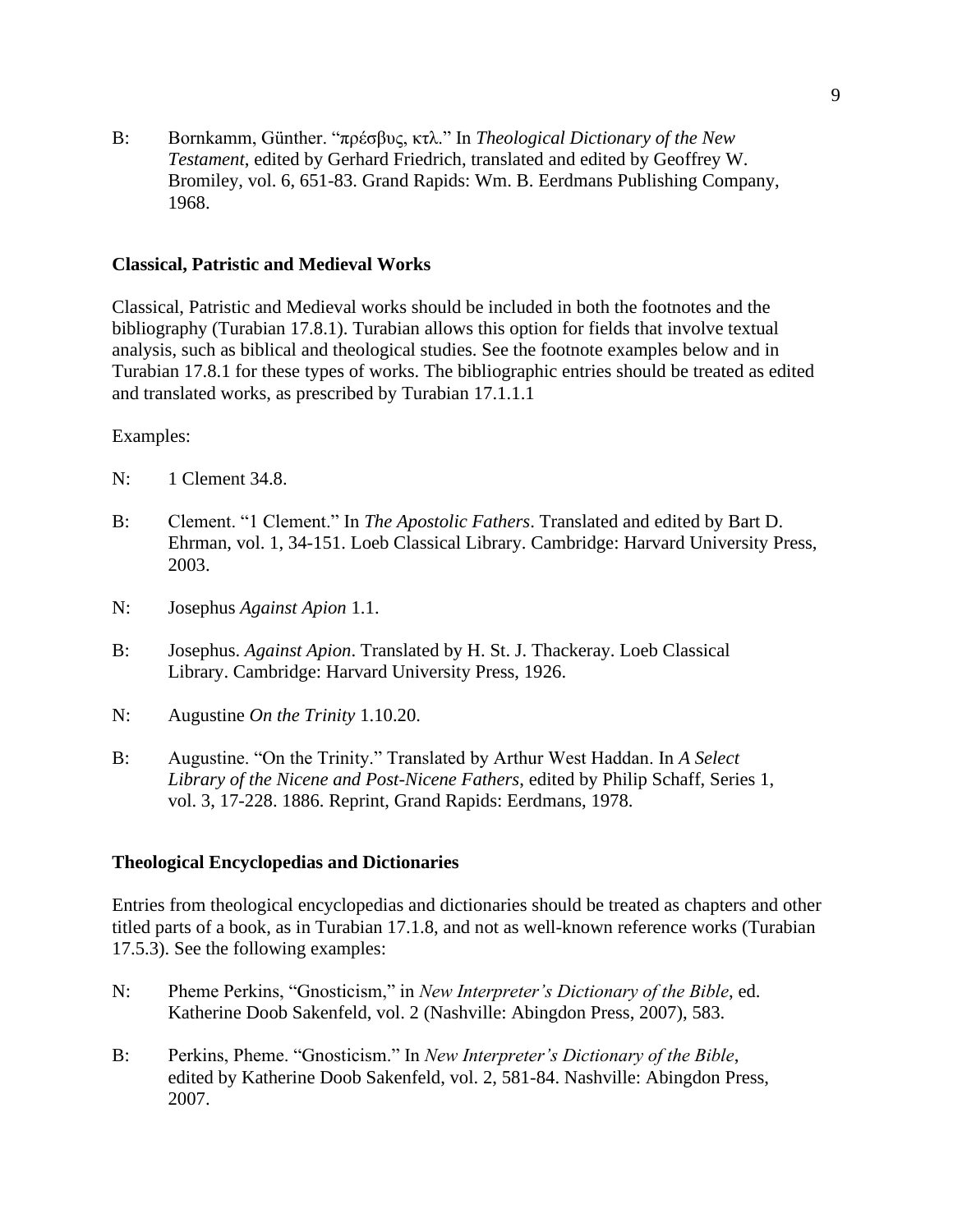B: Bornkamm, Günther. "πρέσβυς, κτλ." In *Theological Dictionary of the New Testament*, edited by Gerhard Friedrich, translated and edited by Geoffrey W. Bromiley, vol. 6, 651-83. Grand Rapids: Wm. B. Eerdmans Publishing Company, 1968.

**Classical, Patristic and Medieval Works**

Classical, Patristic and Medieval works should be included in both the footnotes and the bibliography (Turabian 17.8.1). Turabian allows this option for fields that involve textual analysis, such as biblical and theological studies. See the footnote examples below and in Turabian 17.8.1 for these types of works. The bibliographic entries should be treated as edited and translated works, as prescribed by Turabian 17.1.1.1

Examples:

N: 1 Clement 34.8.

B: Clement. "1 Clement." In *The Apostolic Fathers*. Translated and edited by Bart D. Ehrman, vol. 1, 34-151. Loeb Classical Library. Cambridge: Harvard University Press, 2003.

N: Josephus *Against Apion* 1.1.

B: Josephus. *Against Apion*. Translated by H. St. J. Thackeray. Loeb Classical Library. Cambridge: Harvard University Press, 1926.

N: Augustine *On the Trinity* 1.10.20.

B: Augustine. "On the Trinity." Translated by Arthur West Haddan. In *A Select Library of the Nicene and Post-Nicene Fathers*, edited by Philip Schaff, Series 1, vol. 3, 17-228. 1886. Reprint, Grand Rapids: Eerdmans, 1978.

**Theological Encyclopedias and Dictionaries**

Entries from theological encyclopedias and dictionaries should be treated as chapters and other titled parts of a book, as in Turabian 17.1.8, and not as well-known reference works (Turabian 17.5.3). See the following examples:

N: Pheme Perkins, "Gnosticism," in *New Interpreter's Dictionary of the Bible*, ed. Katherine Doob Sakenfeld, vol. 2 (Nashville: Abingdon Press, 2007), 583.

B: Perkins, Pheme. "Gnosticism." In *New Interpreter's Dictionary of the Bible*, edited by Katherine Doob Sakenfeld, vol. 2, 581-84. Nashville: Abingdon Press, 2007.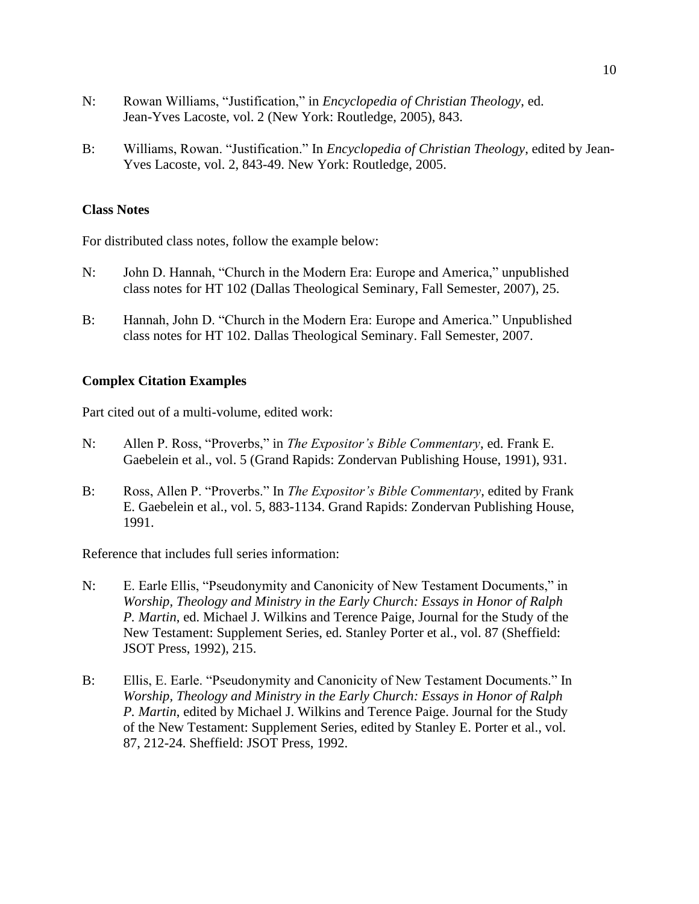N: Rowan Williams, “Justification,” in *Encyclopedia of Christian Theology*, ed. Jean-Yves Lacoste, vol. 2 (New York: Routledge, 2005), 843.

B: Williams, Rowan. “Justification.” In *Encyclopedia of Christian Theology*, edited by Jean-Yves Lacoste, vol. 2, 843-49. New York: Routledge, 2005.

**Class Notes**

For distributed class notes, follow the example below:

N: John D. Hannah, “Church in the Modern Era: Europe and America,” unpublished class notes for HT 102 (Dallas Theological Seminary, Fall Semester, 2007), 25.

B: Hannah, John D. “Church in the Modern Era: Europe and America.” Unpublished class notes for HT 102. Dallas Theological Seminary. Fall Semester, 2007.

**Complex Citation Examples**

Part cited out of a multi-volume, edited work:

N: Allen P. Ross, “Proverbs,” in *The Expositor’s Bible Commentary*, ed. Frank E. Gaebelein et al., vol. 5 (Grand Rapids: Zondervan Publishing House, 1991), 931.

B: Ross, Allen P. “Proverbs.” In *The Expositor’s Bible Commentary*, edited by Frank E. Gaebelein et al., vol. 5, 883-1134. Grand Rapids: Zondervan Publishing House, 1991.

Reference that includes full series information:

N: E. Earle Ellis, “Pseudonymity and Canonicity of New Testament Documents,” in *Worship, Theology and Ministry in the Early Church: Essays in Honor of Ralph P. Martin*, ed. Michael J. Wilkins and Terence Paige, Journal for the Study of the New Testament: Supplement Series, ed. Stanley Porter et al., vol. 87 (Sheffield: JSOT Press, 1992), 215.

B: Ellis, E. Earle. “Pseudonymity and Canonicity of New Testament Documents.” In *Worship, Theology and Ministry in the Early Church: Essays in Honor of Ralph P. Martin*, edited by Michael J. Wilkins and Terence Paige. Journal for the Study of the New Testament: Supplement Series, edited by Stanley E. Porter et al., vol. 87, 212-24. Sheffield: JSOT Press, 1992.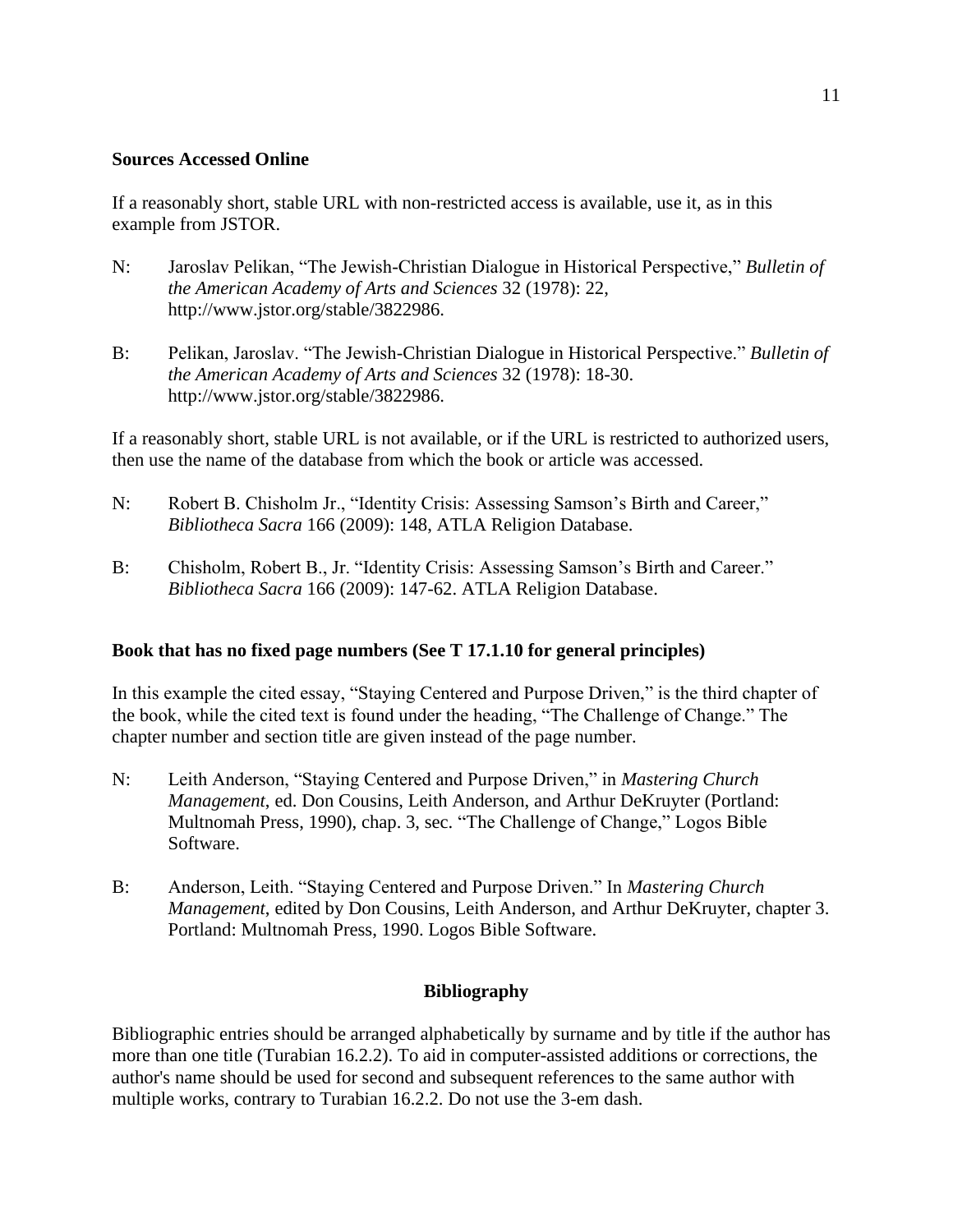**Sources Accessed Online**

If a reasonably short, stable URL with non-restricted access is available, use it, as in this example from JSTOR.

N: Jaroslav Pelikan, "The Jewish-Christian Dialogue in Historical Perspective," *Bulletin of the American Academy of Arts and Sciences* 32 (1978): 22, http://www.jstor.org/stable/3822986.

B: Pelikan, Jaroslav. "The Jewish-Christian Dialogue in Historical Perspective." *Bulletin of the American Academy of Arts and Sciences* 32 (1978): 18-30. http://www.jstor.org/stable/3822986.

If a reasonably short, stable URL is not available, or if the URL is restricted to authorized users, then use the name of the database from which the book or article was accessed.

N: Robert B. Chisholm Jr., "Identity Crisis: Assessing Samson's Birth and Career," *Bibliotheca Sacra* 166 (2009): 148, ATLA Religion Database.

B: Chisholm, Robert B., Jr. "Identity Crisis: Assessing Samson's Birth and Career." *Bibliotheca Sacra* 166 (2009): 147-62. ATLA Religion Database.

**Book that has no fixed page numbers (See T 17.1.10 for general principles)**

In this example the cited essay, "Staying Centered and Purpose Driven," is the third chapter of the book, while the cited text is found under the heading, "The Challenge of Change." The chapter number and section title are given instead of the page number.

N: Leith Anderson, "Staying Centered and Purpose Driven," in *Mastering Church Management*, ed. Don Cousins, Leith Anderson, and Arthur DeKruyter (Portland: Multnomah Press, 1990), chap. 3, sec. "The Challenge of Change," Logos Bible Software.

B: Anderson, Leith. "Staying Centered and Purpose Driven." In *Mastering Church Management*, edited by Don Cousins, Leith Anderson, and Arthur DeKruyter, chapter 3. Portland: Multnomah Press, 1990. Logos Bible Software.

## Bibliography

Bibliographic entries should be arranged alphabetically by surname and by title if the author has more than one title (Turabian 16.2.2). To aid in computer-assisted additions or corrections, the author's name should be used for second and subsequent references to the same author with multiple works, contrary to Turabian 16.2.2. Do not use the 3-em dash.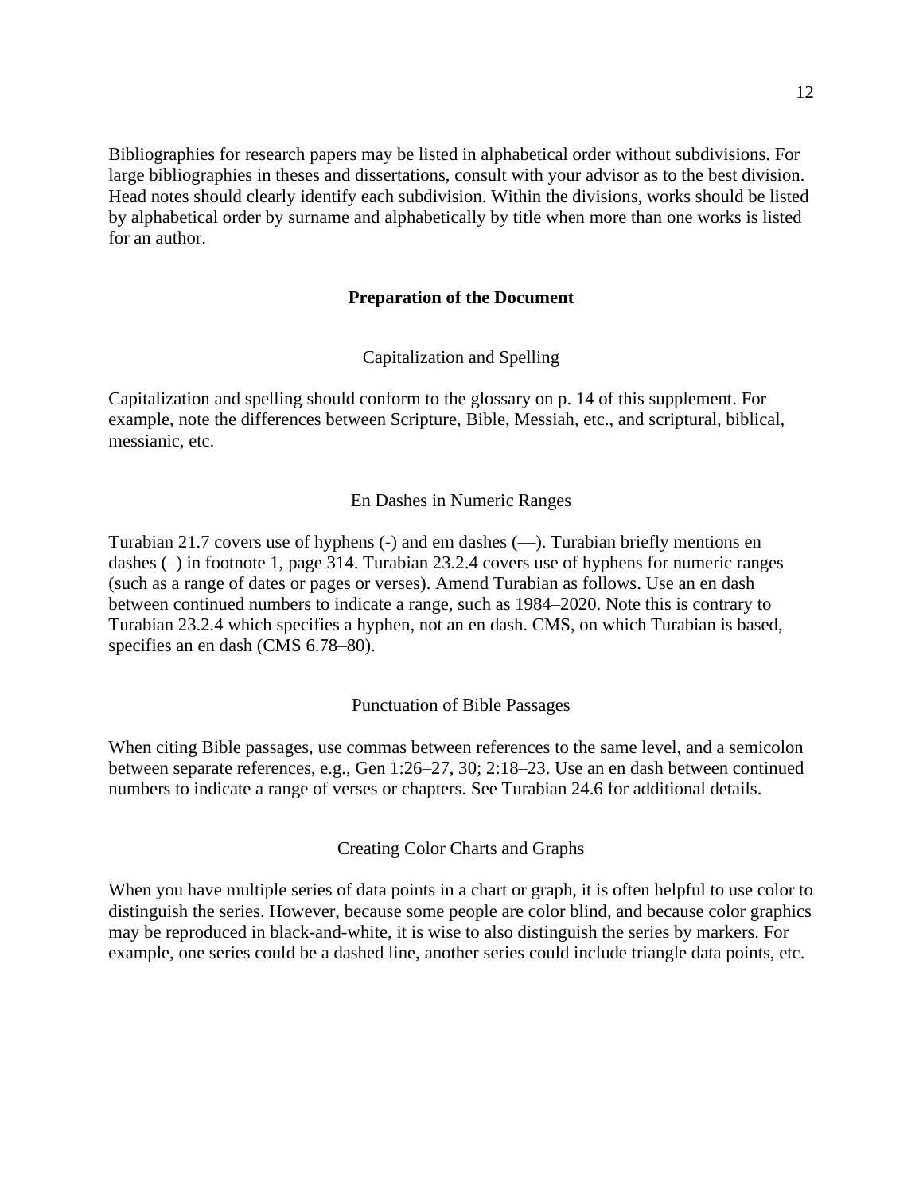Bibliographies for research papers may be listed in alphabetical order without subdivisions. For large bibliographies in theses and dissertations, consult with your advisor as to the best division. Head notes should clearly identify each subdivision. Within the divisions, works should be listed by alphabetical order by surname and alphabetically by title when more than one works is listed for an author.

## Preparation of the Document

### Capitalization and Spelling

Capitalization and spelling should conform to the glossary on p. 14 of this supplement. For example, note the differences between Scripture, Bible, Messiah, etc., and scriptural, biblical, messianic, etc.

### En Dashes in Numeric Ranges

Turabian 21.7 covers use of hyphens (-) and em dashes (—). Turabian briefly mentions en dashes (–) in footnote 1, page 314. Turabian 23.2.4 covers use of hyphens for numeric ranges (such as a range of dates or pages or verses). Amend Turabian as follows. Use an en dash between continued numbers to indicate a range, such as 1984–2020. Note this is contrary to Turabian 23.2.4 which specifies a hyphen, not an en dash. CMS, on which Turabian is based, specifies an en dash (CMS 6.78–80).

### Punctuation of Bible Passages

When citing Bible passages, use commas between references to the same level, and a semicolon between separate references, e.g., Gen 1:26–27, 30; 2:18–23. Use an en dash between continued numbers to indicate a range of verses or chapters. See Turabian 24.6 for additional details.

### Creating Color Charts and Graphs

When you have multiple series of data points in a chart or graph, it is often helpful to use color to distinguish the series. However, because some people are color blind, and because color graphics may be reproduced in black-and-white, it is wise to also distinguish the series by markers. For example, one series could be a dashed line, another series could include triangle data points, etc.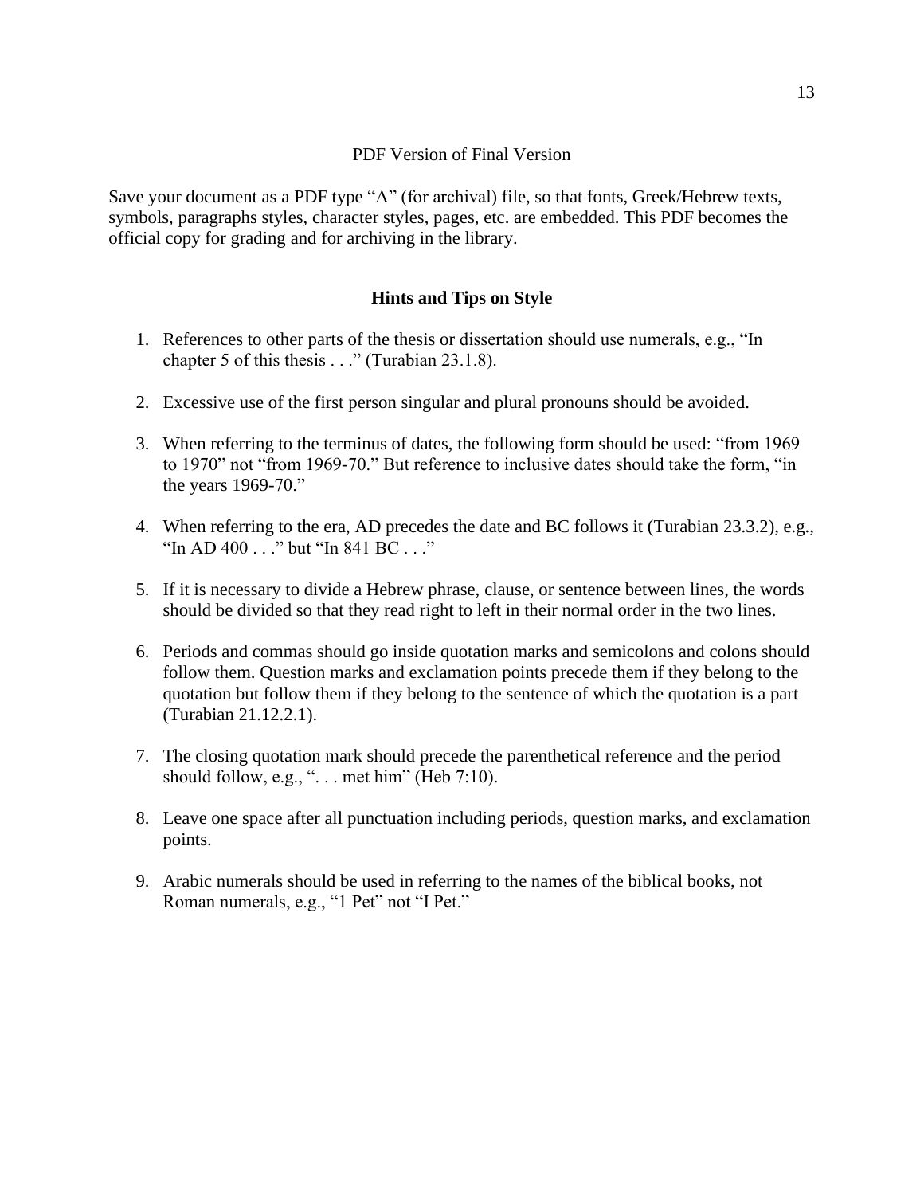## PDF Version of Final Version

Save your document as a PDF type "A" (for archival) file, so that fonts, Greek/Hebrew texts, symbols, paragraphs styles, character styles, pages, etc. are embedded. This PDF becomes the official copy for grading and for archiving in the library.

## Hints and Tips on Style

1. References to other parts of the thesis or dissertation should use numerals, e.g., "In chapter 5 of this thesis . . ." (Turabian 23.1.8).

2. Excessive use of the first person singular and plural pronouns should be avoided.

3. When referring to the terminus of dates, the following form should be used: "from 1969 to 1970" not "from 1969-70." But reference to inclusive dates should take the form, "in the years 1969-70."

4. When referring to the era, AD precedes the date and BC follows it (Turabian 23.3.2), e.g., "In AD 400 . . ." but "In 841 BC . . ."

5. If it is necessary to divide a Hebrew phrase, clause, or sentence between lines, the words should be divided so that they read right to left in their normal order in the two lines.

6. Periods and commas should go inside quotation marks and semicolons and colons should follow them. Question marks and exclamation points precede them if they belong to the quotation but follow them if they belong to the sentence of which the quotation is a part (Turabian 21.12.2.1).

7. The closing quotation mark should precede the parenthetical reference and the period should follow, e.g., ". . . met him" (Heb 7:10).

8. Leave one space after all punctuation including periods, question marks, and exclamation points.

9. Arabic numerals should be used in referring to the names of the biblical books, not Roman numerals, e.g., "1 Pet" not "I Pet."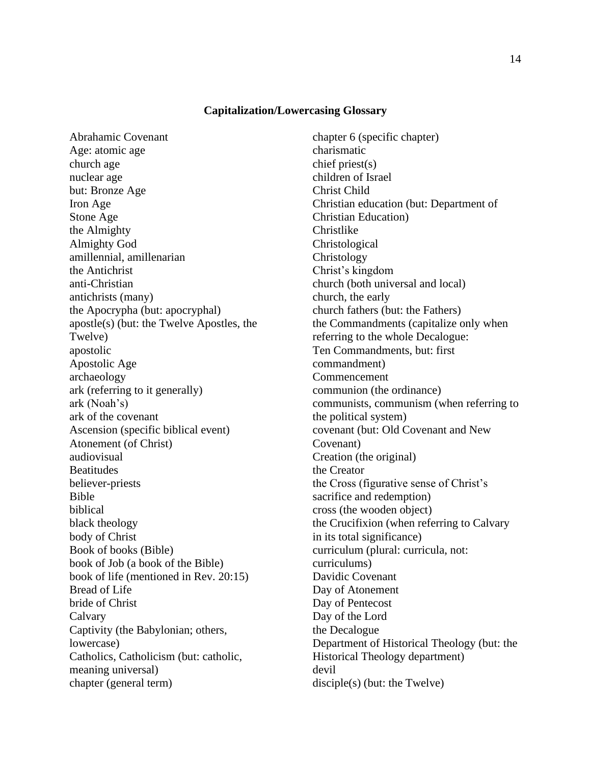## Capitalization/Lowercasing Glossary

Abrahamic Covenant
Age: atomic age
church age
nuclear age
but: Bronze Age
Iron Age
Stone Age
the Almighty
Almighty God
amillennial, amillenarian
the Antichrist
anti-Christian
antichrists (many)
the Apocrypha (but: apocryphal)
apostle(s) (but: the Twelve Apostles, the Twelve)
apostolic
Apostolic Age
archaeology
ark (referring to it generally)
ark (Noah's)
ark of the covenant
Ascension (specific biblical event)
Atonement (of Christ)
audiovisual
Beatitudes
believer-priests
Bible
biblical
black theology
body of Christ
Book of books (Bible)
book of Job (a book of the Bible)
book of life (mentioned in Rev. 20:15)
Bread of Life
bride of Christ
Calvary
Captivity (the Babylonian; others, lowercase)
Catholics, Catholicism (but: catholic, meaning universal)
chapter (general term)
chapter 6 (specific chapter)
charismatic
chief priest(s)
children of Israel
Christ Child
Christian education (but: Department of Christian Education)
Christlike
Christological
Christology
Christ's kingdom
church (both universal and local)
church, the early
church fathers (but: the Fathers)
the Commandments (capitalize only when referring to the whole Decalogue: Ten Commandments, but: first commandment)
Commencement
communion (the ordinance)
communists, communism (when referring to the political system)
covenant (but: Old Covenant and New Covenant)
Creation (the original)
the Creator
the Cross (figurative sense of Christ's sacrifice and redemption)
cross (the wooden object)
the Crucifixion (when referring to Calvary in its total significance)
curriculum (plural: curricula, not: curriculums)
Davidic Covenant
Day of Atonement
Day of Pentecost
Day of the Lord
the Decalogue
Department of Historical Theology (but: the Historical Theology department)
devil
disciple(s) (but: the Twelve)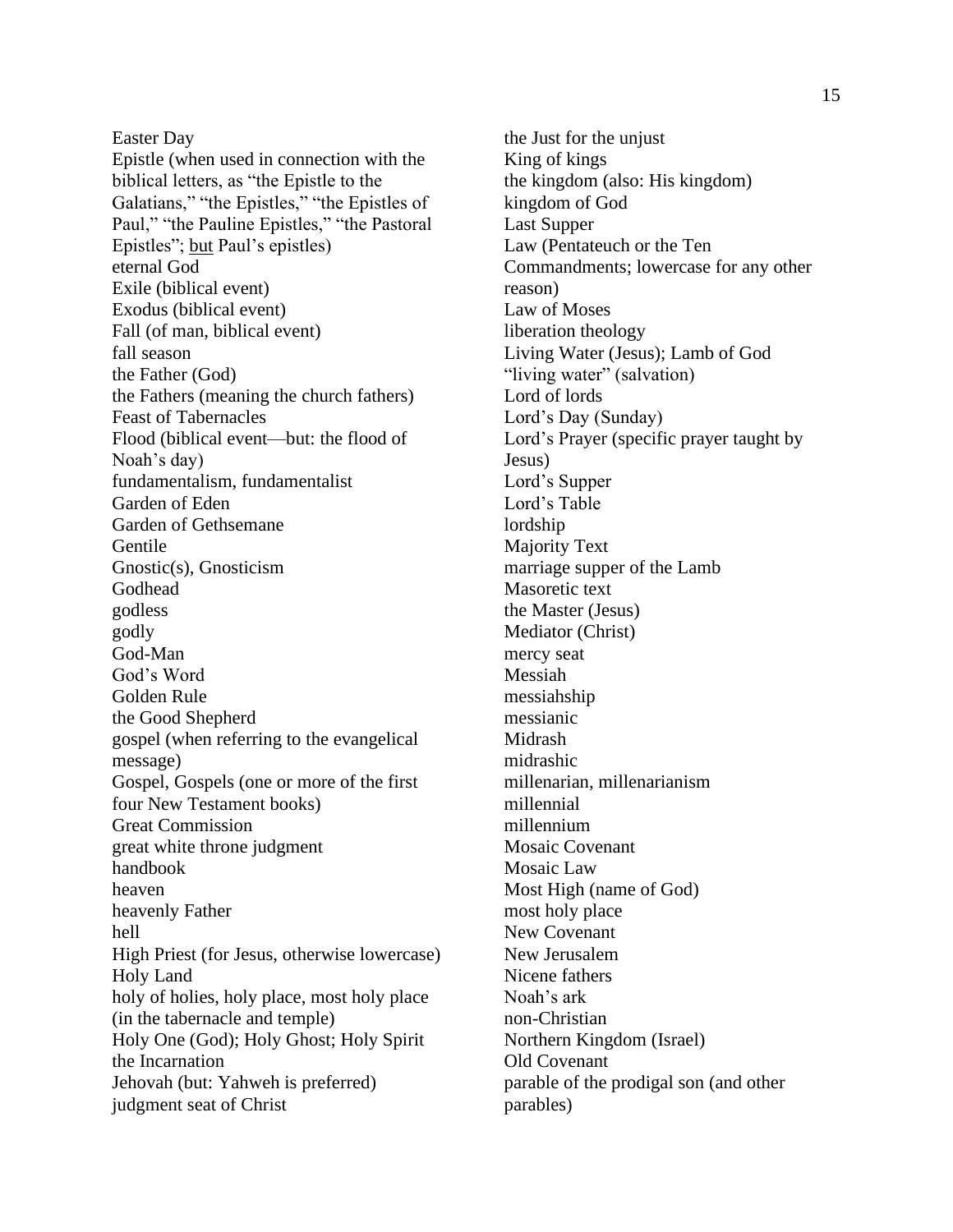Easter Day
Epistle (when used in connection with the biblical letters, as "the Epistle to the Galatians," "the Epistles," "the Epistles of Paul," "the Pauline Epistles," "the Pastoral Epistles"; <u>but</u> Paul's epistles)
eternal God
Exile (biblical event)
Exodus (biblical event)
Fall (of man, biblical event)
fall season
the Father (God)
the Fathers (meaning the church fathers)
Feast of Tabernacles
Flood (biblical event—but: the flood of Noah's day)
fundamentalism, fundamentalist
Garden of Eden
Garden of Gethsemane
Gentile
Gnostic(s), Gnosticism
Godhead
godless
godly
God-Man
God's Word
Golden Rule
the Good Shepherd
gospel (when referring to the evangelical message)
Gospel, Gospels (one or more of the first four New Testament books)
Great Commission
great white throne judgment
handbook
heaven
heavenly Father
hell
High Priest (for Jesus, otherwise lowercase)
Holy Land
holy of holies, holy place, most holy place (in the tabernacle and temple)
Holy One (God); Holy Ghost; Holy Spirit
the Incarnation
Jehovah (but: Yahweh is preferred)
judgment seat of Christ
the Just for the unjust
King of kings
the kingdom (also: His kingdom)
kingdom of God
Last Supper
Law (Pentateuch or the Ten Commandments; lowercase for any other reason)
Law of Moses
liberation theology
Living Water (Jesus); Lamb of God
"living water" (salvation)
Lord of lords
Lord's Day (Sunday)
Lord's Prayer (specific prayer taught by Jesus)
Lord's Supper
Lord's Table
lordship
Majority Text
marriage supper of the Lamb
Masoretic text
the Master (Jesus)
Mediator (Christ)
mercy seat
Messiah
messiahship
messianic
Midrash
midrashic
millenarian, millenarianism
millennial
millennium
Mosaic Covenant
Mosaic Law
Most High (name of God)
most holy place
New Covenant
New Jerusalem
Nicene fathers
Noah's ark
non-Christian
Northern Kingdom (Israel)
Old Covenant
parable of the prodigal son (and other parables)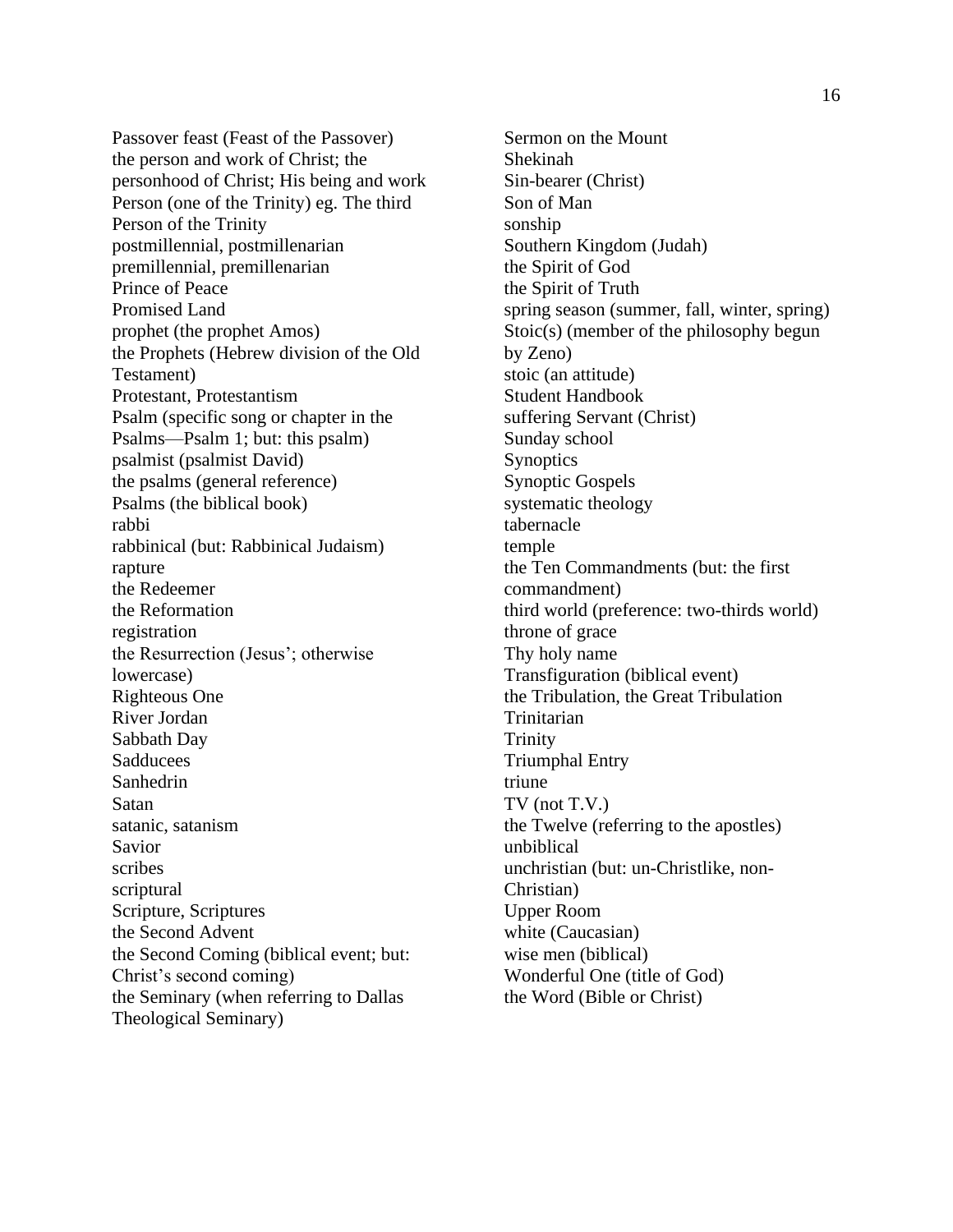Passover feast (Feast of the Passover)
the person and work of Christ; the personhood of Christ; His being and work
Person (one of the Trinity) eg. The third Person of the Trinity
postmillennial, postmillenarian
premillennial, premillenarian
Prince of Peace
Promised Land
prophet (the prophet Amos)
the Prophets (Hebrew division of the Old Testament)
Protestant, Protestantism
Psalm (specific song or chapter in the Psalms—Psalm 1; but: this psalm)
psalmist (psalmist David)
the psalms (general reference)
Psalms (the biblical book)
rabbi
rabbinical (but: Rabbinical Judaism)
rapture
the Redeemer
the Reformation
registration
the Resurrection (Jesus'; otherwise lowercase)
Righteous One
River Jordan
Sabbath Day
Sadducees
Sanhedrin
Satan
satanic, satanism
Savior
scribes
scriptural
Scripture, Scriptures
the Second Advent
the Second Coming (biblical event; but: Christ's second coming)
the Seminary (when referring to Dallas Theological Seminary)
Sermon on the Mount
Shekinah
Sin-bearer (Christ)
Son of Man
sonship
Southern Kingdom (Judah)
the Spirit of God
the Spirit of Truth
spring season (summer, fall, winter, spring)
Stoic(s) (member of the philosophy begun by Zeno)
stoic (an attitude)
Student Handbook
suffering Servant (Christ)
Sunday school
Synoptics
Synoptic Gospels
systematic theology
tabernacle
temple
the Ten Commandments (but: the first commandment)
third world (preference: two-thirds world)
throne of grace
Thy holy name
Transfiguration (biblical event)
the Tribulation, the Great Tribulation
Trinitarian
Trinity
Triumphal Entry
triune
TV (not T.V.)
the Twelve (referring to the apostles)
unbiblical
unchristian (but: un-Christlike, non-Christian)
Upper Room
white (Caucasian)
wise men (biblical)
Wonderful One (title of God)
the Word (Bible or Christ)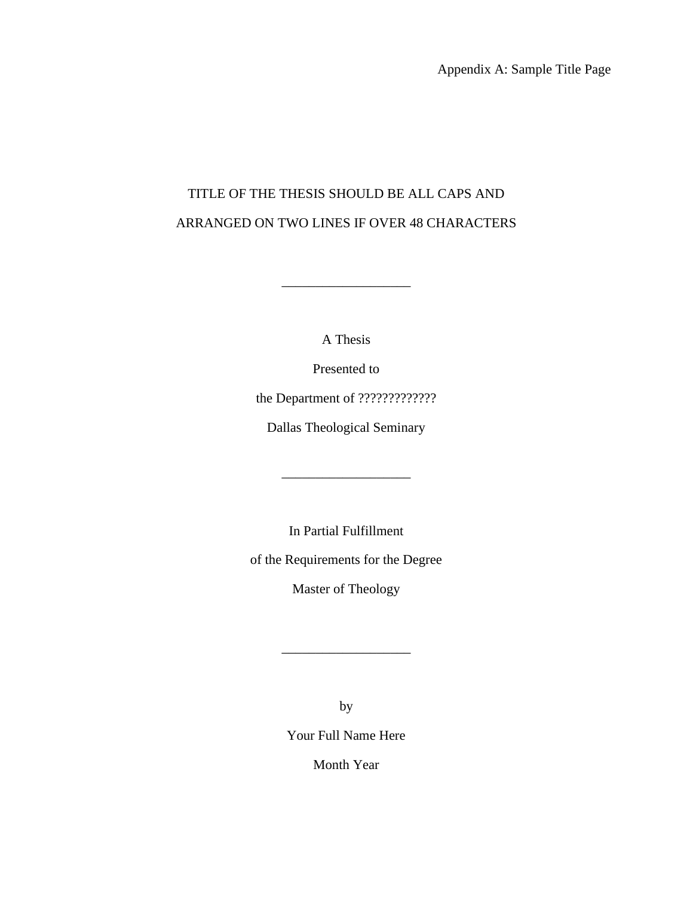Appendix A: Sample Title Page

TITLE OF THE THESIS SHOULD BE ALL CAPS AND

ARRANGED ON TWO LINES IF OVER 48 CHARACTERS

___________________

A Thesis

Presented to

the Department of ?????????????

Dallas Theological Seminary

___________________

In Partial Fulfillment

of the Requirements for the Degree

Master of Theology

___________________

by

Your Full Name Here

Month Year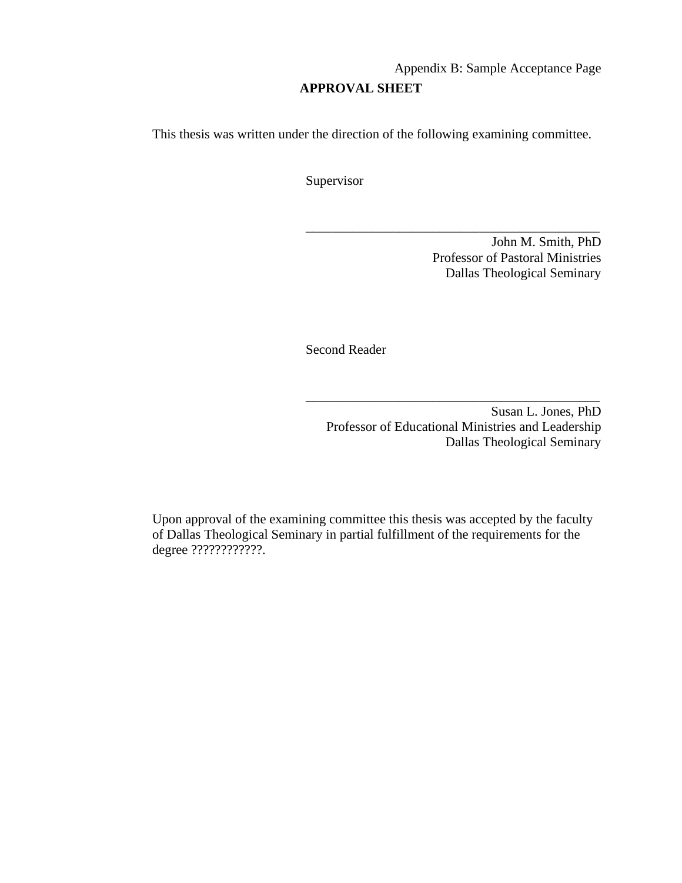Appendix B: Sample Acceptance Page

**APPROVAL SHEET**

This thesis was written under the direction of the following examining committee.

Supervisor

_____________________________________________

John M. Smith, PhD
Professor of Pastoral Ministries
Dallas Theological Seminary

Second Reader

_____________________________________________

Susan L. Jones, PhD
Professor of Educational Ministries and Leadership
Dallas Theological Seminary

Upon approval of the examining committee this thesis was accepted by the faculty of Dallas Theological Seminary in partial fulfillment of the requirements for the degree ????????????.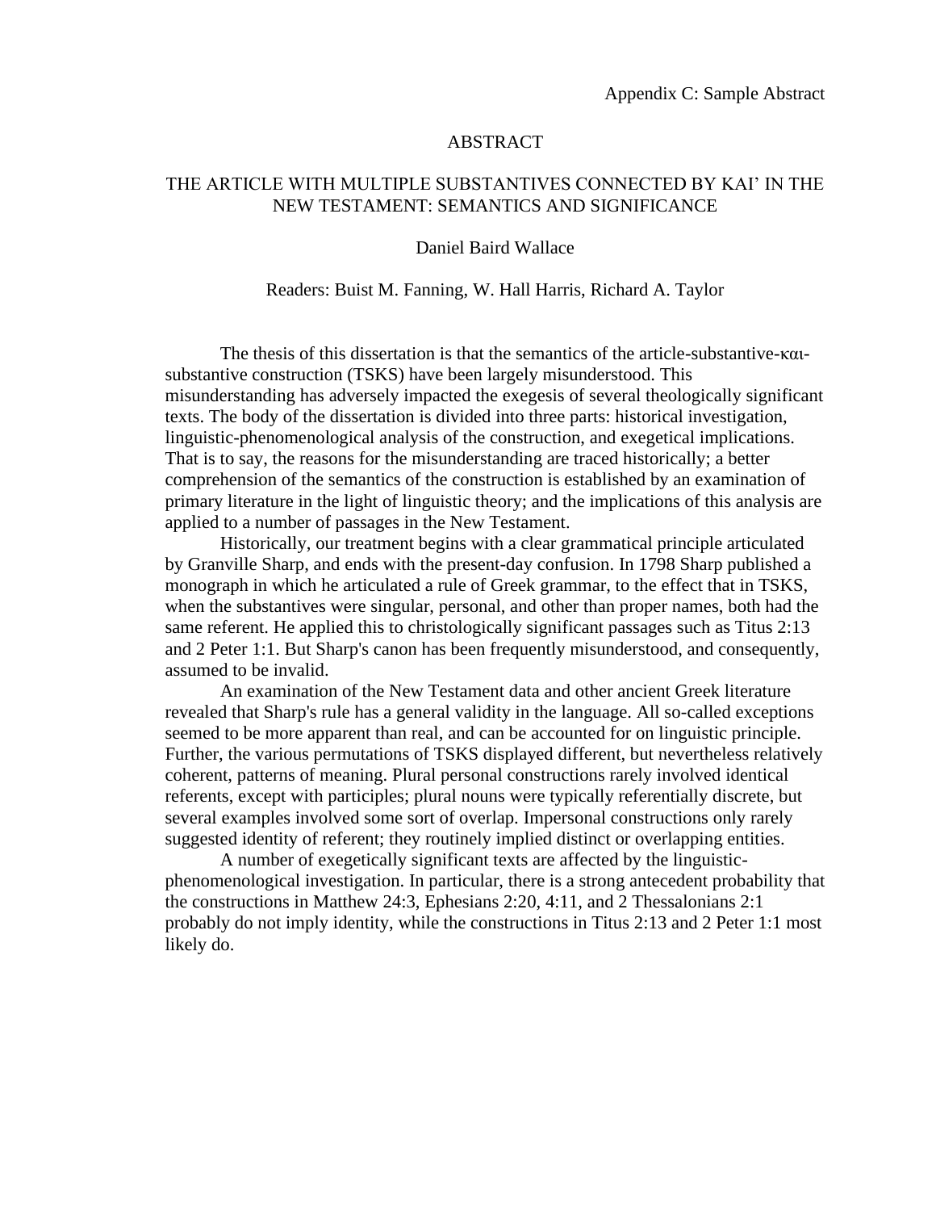Appendix C: Sample Abstract

# ABSTRACT

## THE ARTICLE WITH MULTIPLE SUBSTANTIVES CONNECTED BY KAI' IN THE NEW TESTAMENT: SEMANTICS AND SIGNIFICANCE

Daniel Baird Wallace

Readers: Buist M. Fanning, W. Hall Harris, Richard A. Taylor

The thesis of this dissertation is that the semantics of the article-substantive-και-substantive construction (TSKS) have been largely misunderstood. This misunderstanding has adversely impacted the exegesis of several theologically significant texts. The body of the dissertation is divided into three parts: historical investigation, linguistic-phenomenological analysis of the construction, and exegetical implications. That is to say, the reasons for the misunderstanding are traced historically; a better comprehension of the semantics of the construction is established by an examination of primary literature in the light of linguistic theory; and the implications of this analysis are applied to a number of passages in the New Testament.

Historically, our treatment begins with a clear grammatical principle articulated by Granville Sharp, and ends with the present-day confusion. In 1798 Sharp published a monograph in which he articulated a rule of Greek grammar, to the effect that in TSKS, when the substantives were singular, personal, and other than proper names, both had the same referent. He applied this to christologically significant passages such as Titus 2:13 and 2 Peter 1:1. But Sharp's canon has been frequently misunderstood, and consequently, assumed to be invalid.

An examination of the New Testament data and other ancient Greek literature revealed that Sharp's rule has a general validity in the language. All so-called exceptions seemed to be more apparent than real, and can be accounted for on linguistic principle. Further, the various permutations of TSKS displayed different, but nevertheless relatively coherent, patterns of meaning. Plural personal constructions rarely involved identical referents, except with participles; plural nouns were typically referentially discrete, but several examples involved some sort of overlap. Impersonal constructions only rarely suggested identity of referent; they routinely implied distinct or overlapping entities.

A number of exegetically significant texts are affected by the linguistic-phenomenological investigation. In particular, there is a strong antecedent probability that the constructions in Matthew 24:3, Ephesians 2:20, 4:11, and 2 Thessalonians 2:1 probably do not imply identity, while the constructions in Titus 2:13 and 2 Peter 1:1 most likely do.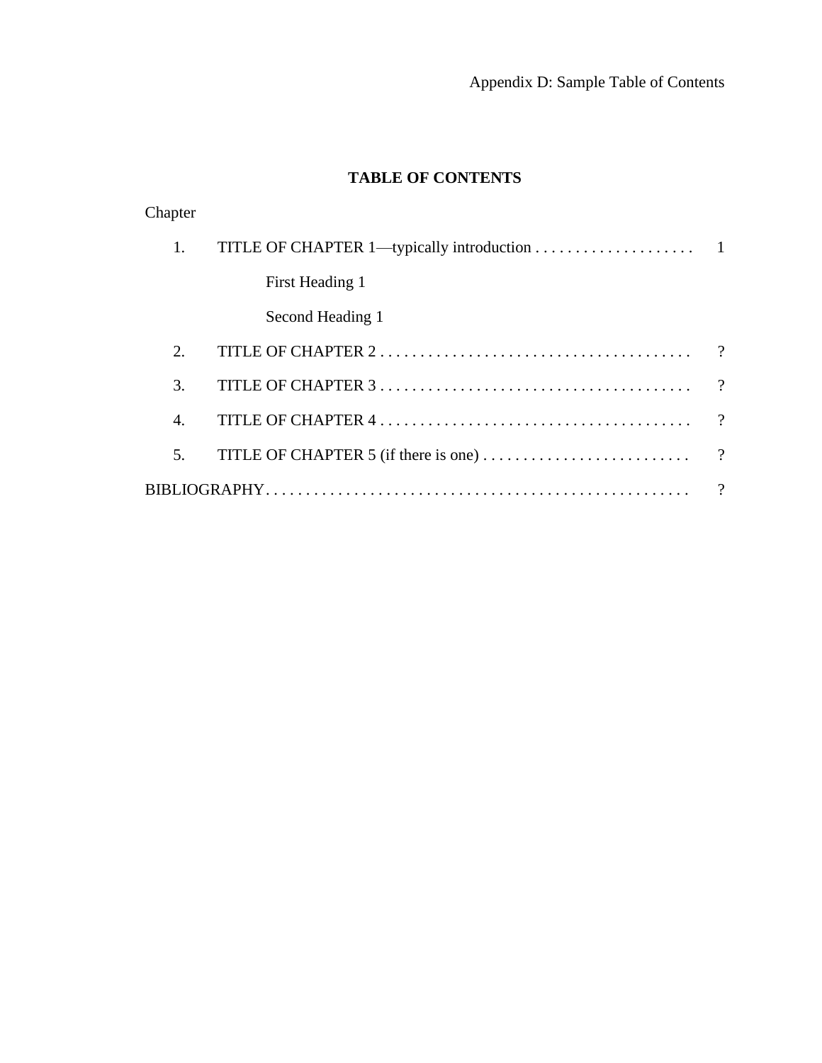Appendix D: Sample Table of Contents

**TABLE OF CONTENTS**

Chapter

1. TITLE OF CHAPTER 1—typically introduction . . . . . . . . . . . . . . . . . . . . 1

    First Heading 1

    Second Heading 1

2. TITLE OF CHAPTER 2 . . . . . . . . . . . . . . . . . . . . . . . . . . . . . . . . . . . . . . . ?

3. TITLE OF CHAPTER 3 . . . . . . . . . . . . . . . . . . . . . . . . . . . . . . . . . . . . . . . ?

4. TITLE OF CHAPTER 4 . . . . . . . . . . . . . . . . . . . . . . . . . . . . . . . . . . . . . . . ?

5. TITLE OF CHAPTER 5 (if there is one) . . . . . . . . . . . . . . . . . . . . . . . . . . ?

BIBLIOGRAPHY . . . . . . . . . . . . . . . . . . . . . . . . . . . . . . . . . . . . . . . . . . . . . . . . . . . . . ?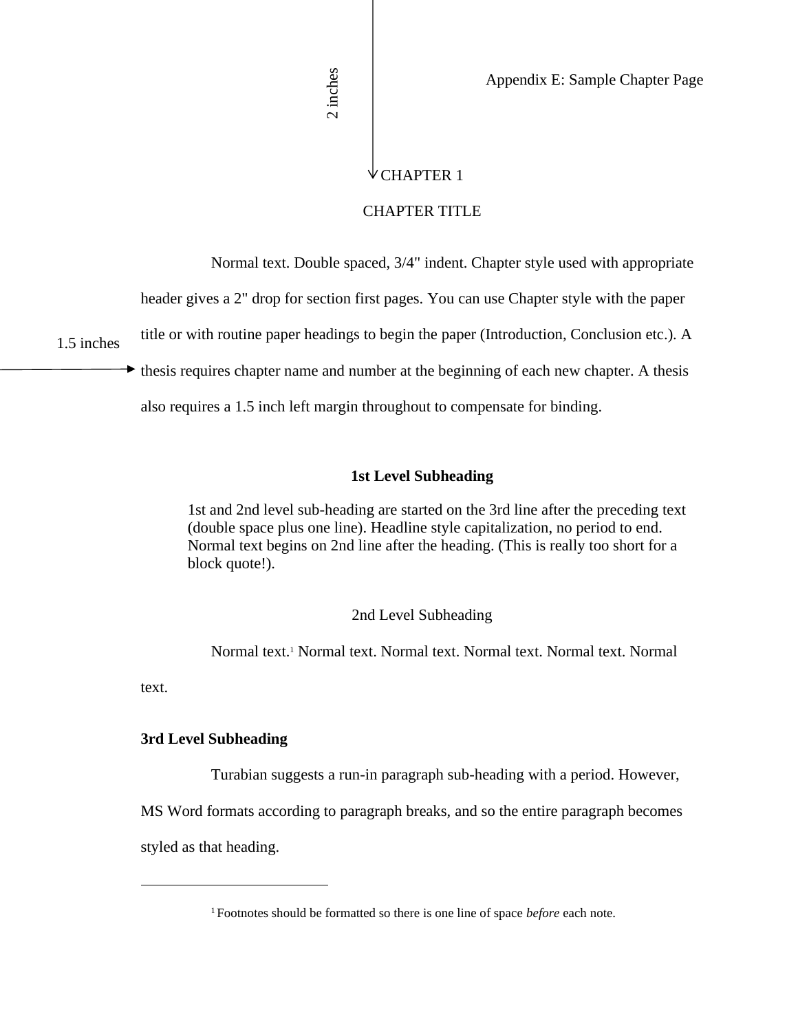Appendix E: Sample Chapter Page

2 inches

CHAPTER 1

CHAPTER TITLE

Normal text. Double spaced, 3/4" indent. Chapter style used with appropriate header gives a 2" drop for section first pages. You can use Chapter style with the paper title or with routine paper headings to begin the paper (Introduction, Conclusion etc.). A thesis requires chapter name and number at the beginning of each new chapter. A thesis also requires a 1.5 inch left margin throughout to compensate for binding.

1.5 inches

**1st Level Subheading**

> 1st and 2nd level sub-heading are started on the 3rd line after the preceding text (double space plus one line). Headline style capitalization, no period to end. Normal text begins on 2nd line after the heading. (This is really too short for a block quote!).

2nd Level Subheading

Normal text.[1] Normal text. Normal text. Normal text. Normal text. Normal text.

**3rd Level Subheading**

Turabian suggests a run-in paragraph sub-heading with a period. However, MS Word formats according to paragraph breaks, and so the entire paragraph becomes styled as that heading.

---

[1] Footnotes should be formatted so there is one line of space *before* each note.